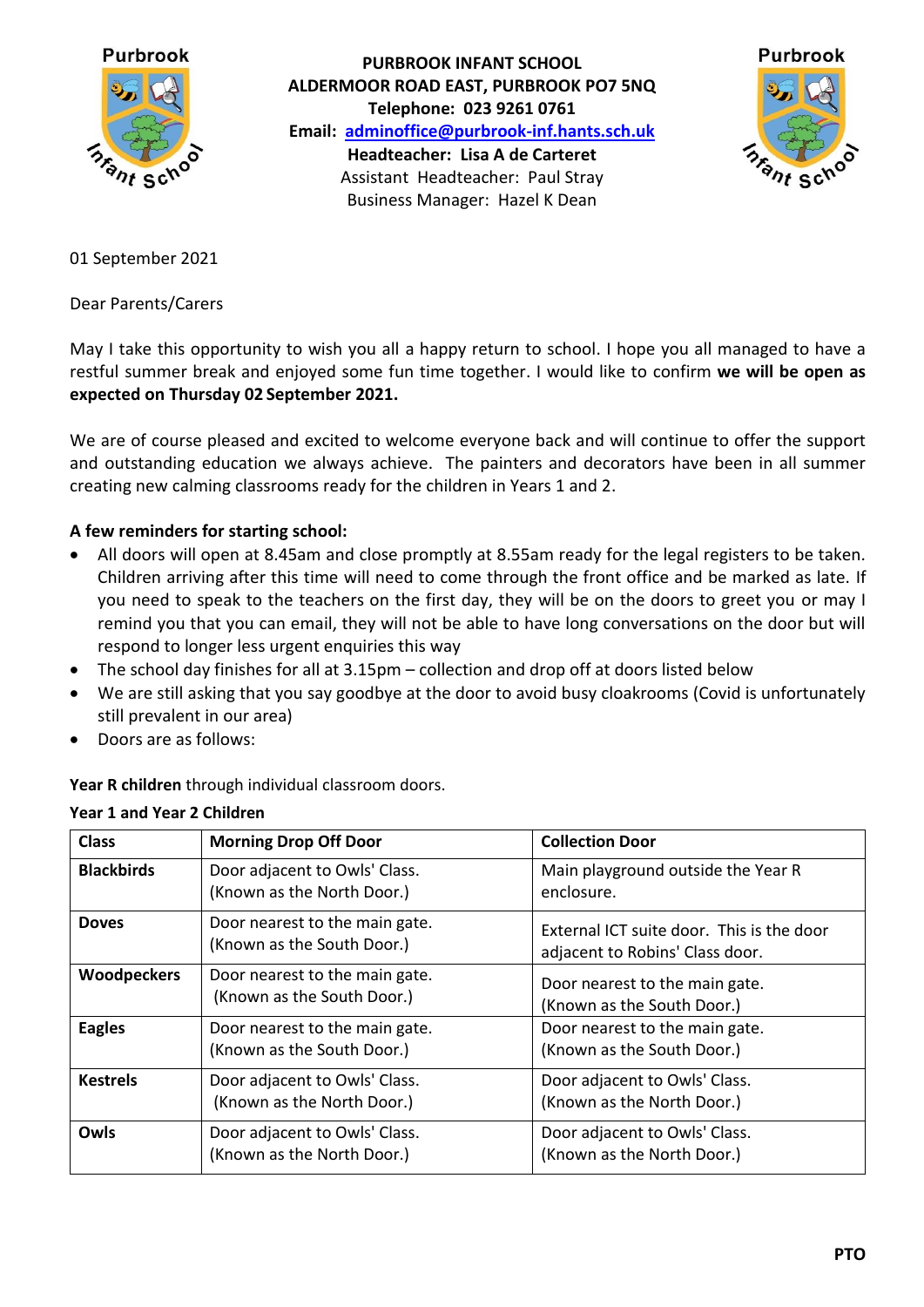**PURBROOK INFANT SCHOOL**
**ALDERMOOR ROAD EAST, PURBROOK PO7 5NQ**
**Telephone: 023 9261 0761**
**Email: adminoffice@purbrook-inf.hants.sch.uk**
**Headteacher: Lisa A de Carteret**
Assistant Headteacher: Paul Stray
Business Manager: Hazel K Dean

01 September 2021

Dear Parents/Carers

May I take this opportunity to wish you all a happy return to school. I hope you all managed to have a restful summer break and enjoyed some fun time together. I would like to confirm **we will be open as expected on Thursday 02 September 2021.**

We are of course pleased and excited to welcome everyone back and will continue to offer the support and outstanding education we always achieve. The painters and decorators have been in all summer creating new calming classrooms ready for the children in Years 1 and 2.

**A few reminders for starting school:**

- All doors will open at 8.45am and close promptly at 8.55am ready for the legal registers to be taken. Children arriving after this time will need to come through the front office and be marked as late. If you need to speak to the teachers on the first day, they will be on the doors to greet you or may I remind you that you can email, they will not be able to have long conversations on the door but will respond to longer less urgent enquiries this way
- The school day finishes for all at 3.15pm – collection and drop off at doors listed below
- We are still asking that you say goodbye at the door to avoid busy cloakrooms (Covid is unfortunately still prevalent in our area)
- Doors are as follows:

**Year R children** through individual classroom doors.

**Year 1 and Year 2 Children**

| Class | Morning Drop Off Door | Collection Door |
|---|---|---|
| **Blackbirds** | Door adjacent to Owls' Class. (Known as the North Door.) | Main playground outside the Year R enclosure. |
| **Doves** | Door nearest to the main gate. (Known as the South Door.) | External ICT suite door. This is the door adjacent to Robins' Class door. |
| **Woodpeckers** | Door nearest to the main gate. (Known as the South Door.) | Door nearest to the main gate. (Known as the South Door.) |
| **Eagles** | Door nearest to the main gate. (Known as the South Door.) | Door nearest to the main gate. (Known as the South Door.) |
| **Kestrels** | Door adjacent to Owls' Class. (Known as the North Door.) | Door adjacent to Owls' Class. (Known as the North Door.) |
| **Owls** | Door adjacent to Owls' Class. (Known as the North Door.) | Door adjacent to Owls' Class. (Known as the North Door.) |

**PTO**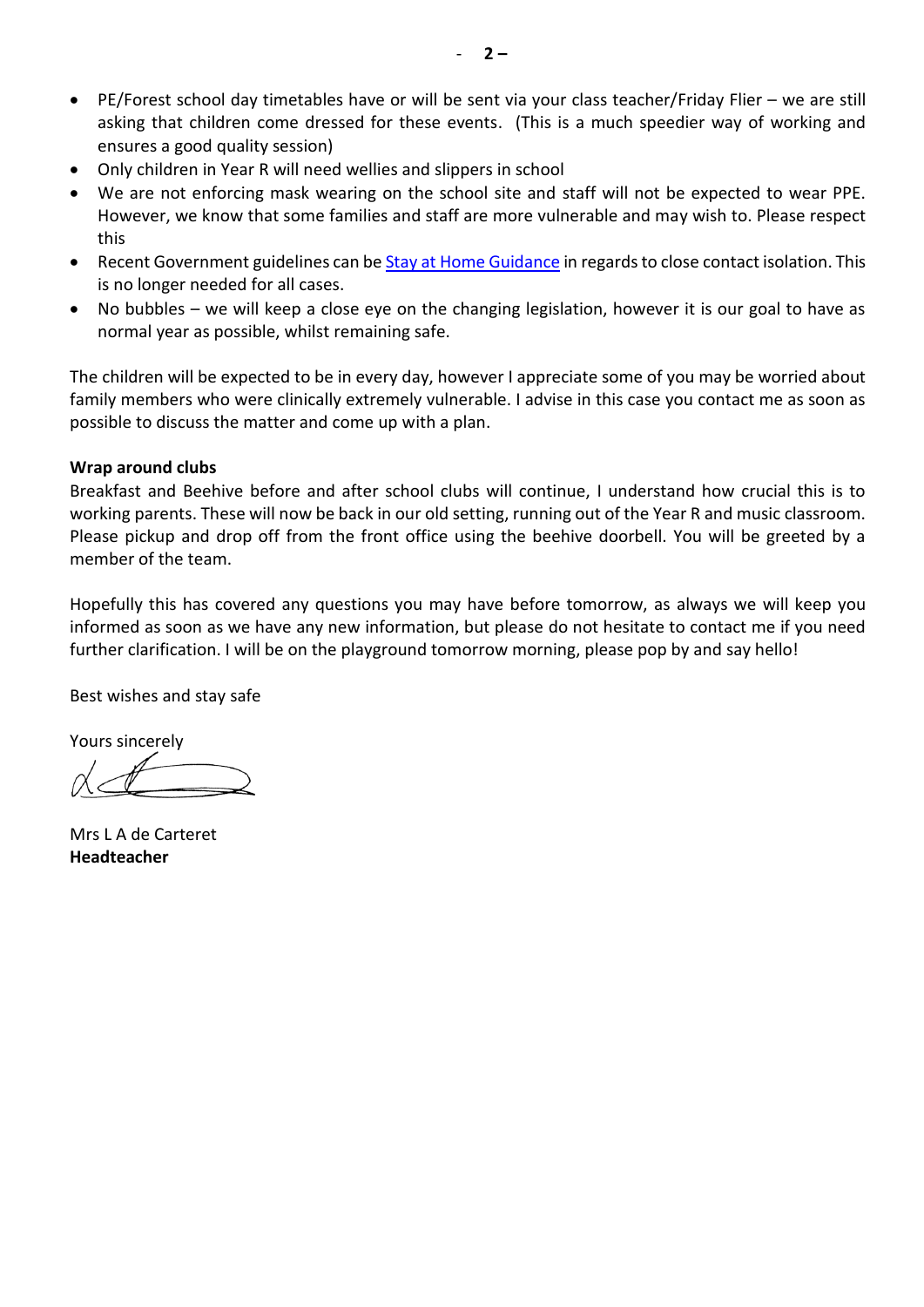- PE/Forest school day timetables have or will be sent via your class teacher/Friday Flier – we are still asking that children come dressed for these events. (This is a much speedier way of working and ensures a good quality session)
- Only children in Year R will need wellies and slippers in school
- We are not enforcing mask wearing on the school site and staff will not be expected to wear PPE. However, we know that some families and staff are more vulnerable and may wish to. Please respect this
- Recent Government guidelines can be [Stay at Home Guidance] in regards to close contact isolation. This is no longer needed for all cases.
- No bubbles – we will keep a close eye on the changing legislation, however it is our goal to have as normal year as possible, whilst remaining safe.

The children will be expected to be in every day, however I appreciate some of you may be worried about family members who were clinically extremely vulnerable. I advise in this case you contact me as soon as possible to discuss the matter and come up with a plan.

**Wrap around clubs**
Breakfast and Beehive before and after school clubs will continue, I understand how crucial this is to working parents. These will now be back in our old setting, running out of the Year R and music classroom. Please pickup and drop off from the front office using the beehive doorbell. You will be greeted by a member of the team.

Hopefully this has covered any questions you may have before tomorrow, as always we will keep you informed as soon as we have any new information, but please do not hesitate to contact me if you need further clarification. I will be on the playground tomorrow morning, please pop by and say hello!

Best wishes and stay safe

Yours sincerely

Mrs L A de Carteret
**Headteacher**